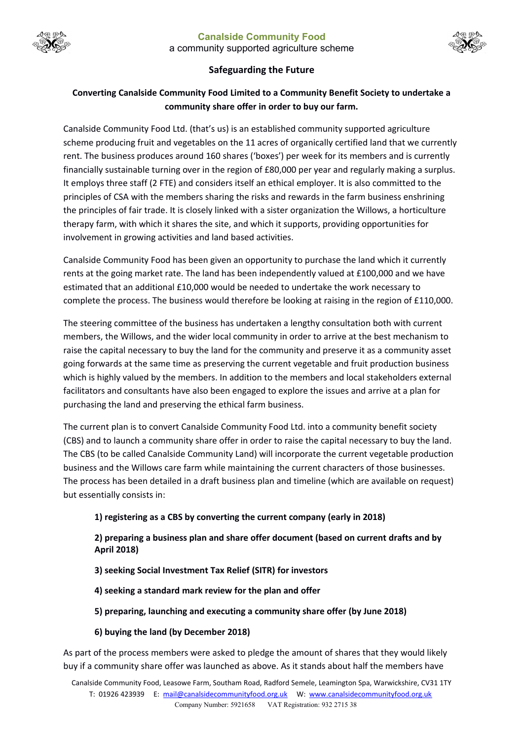**Canalside Community Food**
a community supported agriculture scheme

## Safeguarding the Future

### Converting Canalside Community Food Limited to a Community Benefit Society to undertake a community share offer in order to buy our farm.

Canalside Community Food Ltd. (that's us) is an established community supported agriculture scheme producing fruit and vegetables on the 11 acres of organically certified land that we currently rent. The business produces around 160 shares ('boxes') per week for its members and is currently financially sustainable turning over in the region of £80,000 per year and regularly making a surplus. It employs three staff (2 FTE) and considers itself an ethical employer. It is also committed to the principles of CSA with the members sharing the risks and rewards in the farm business enshrining the principles of fair trade. It is closely linked with a sister organization the Willows, a horticulture therapy farm, with which it shares the site, and which it supports, providing opportunities for involvement in growing activities and land based activities.

Canalside Community Food has been given an opportunity to purchase the land which it currently rents at the going market rate. The land has been independently valued at £100,000 and we have estimated that an additional £10,000 would be needed to undertake the work necessary to complete the process. The business would therefore be looking at raising in the region of £110,000.

The steering committee of the business has undertaken a lengthy consultation both with current members, the Willows, and the wider local community in order to arrive at the best mechanism to raise the capital necessary to buy the land for the community and preserve it as a community asset going forwards at the same time as preserving the current vegetable and fruit production business which is highly valued by the members. In addition to the members and local stakeholders external facilitators and consultants have also been engaged to explore the issues and arrive at a plan for purchasing the land and preserving the ethical farm business.

The current plan is to convert Canalside Community Food Ltd. into a community benefit society (CBS) and to launch a community share offer in order to raise the capital necessary to buy the land. The CBS (to be called Canalside Community Land) will incorporate the current vegetable production business and the Willows care farm while maintaining the current characters of those businesses. The process has been detailed in a draft business plan and timeline (which are available on request) but essentially consists in:

1) **registering as a CBS by converting the current company (early in 2018)**
2) **preparing a business plan and share offer document (based on current drafts and by April 2018)**
3) **seeking Social Investment Tax Relief (SITR) for investors**
4) **seeking a standard mark review for the plan and offer**
5) **preparing, launching and executing a community share offer (by June 2018)**
6) **buying the land (by December 2018)**

As part of the process members were asked to pledge the amount of shares that they would likely buy if a community share offer was launched as above. As it stands about half the members have

Canalside Community Food, Leasowe Farm, Southam Road, Radford Semele, Leamington Spa, Warwickshire, CV31 1TY
T: 01926 423939 E: mail@canalsidecommunityfood.org.uk W: www.canalsidecommunityfood.org.uk
Company Number: 5921658 VAT Registration: 932 2715 38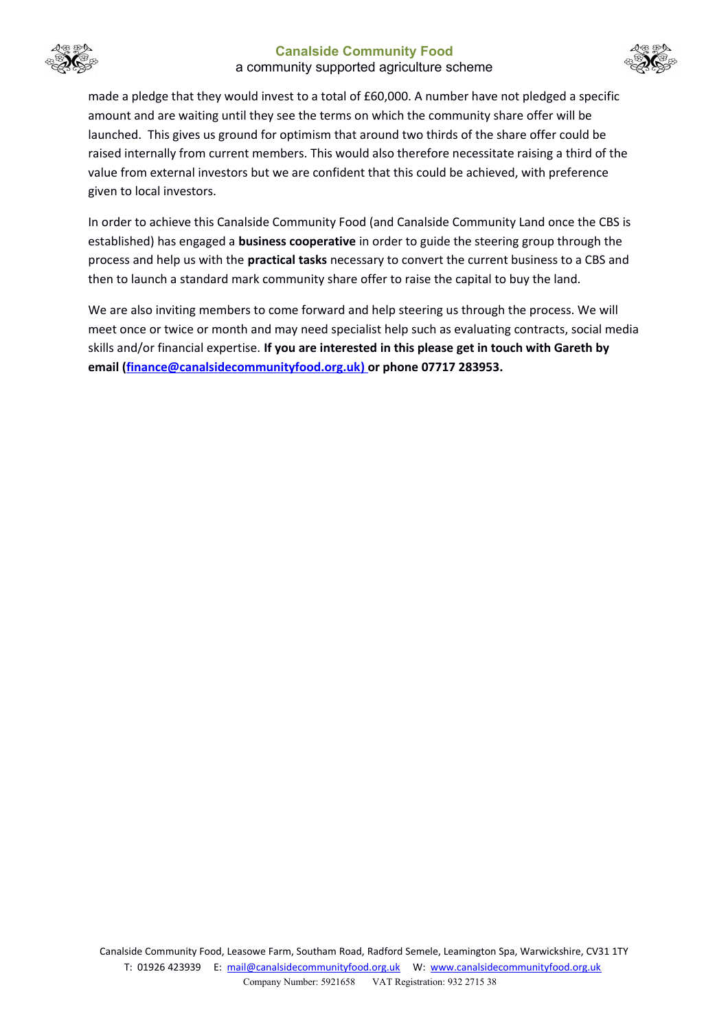made a pledge that they would invest to a total of £60,000. A number have not pledged a specific amount and are waiting until they see the terms on which the community share offer will be launched. This gives us ground for optimism that around two thirds of the share offer could be raised internally from current members. This would also therefore necessitate raising a third of the value from external investors but we are confident that this could be achieved, with preference given to local investors.

In order to achieve this Canalside Community Food (and Canalside Community Land once the CBS is established) has engaged a **business cooperative** in order to guide the steering group through the process and help us with the **practical tasks** necessary to convert the current business to a CBS and then to launch a standard mark community share offer to raise the capital to buy the land.

We are also inviting members to come forward and help steering us through the process. We will meet once or twice or month and may need specialist help such as evaluating contracts, social media skills and/or financial expertise. **If you are interested in this please get in touch with Gareth by email (finance@canalsidecommunityfood.org.uk) or phone 07717 283953.**